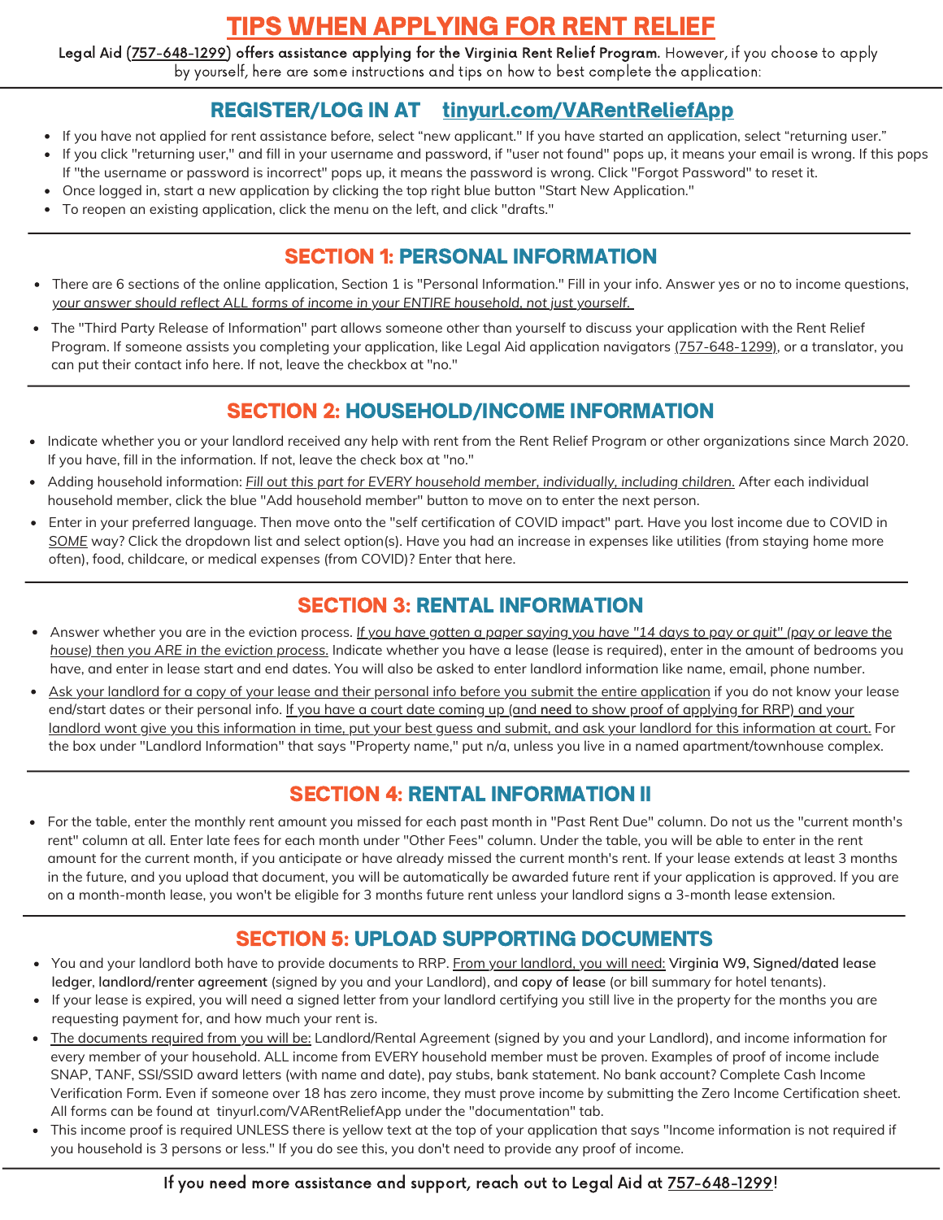# TIPS WHEN APPLYING FOR RENT RELIEF

**Legal Aid (757-648-1299) offers assistance applying for the Virginia Rent Relief Program.** However, if you choose to apply by yourself, here are some instructions and tips on how to best complete the application:

## REGISTER/LOG IN AT tinyurl.com/VARentReliefApp

- If you have not applied for rent assistance before, select "new applicant." If you have started an application, select "returning user."
- If you click "returning user," and fill in your username and password, if "user not found" pops up, it means your email is wrong. If this pops If "the username or password is incorrect" pops up, it means the password is wrong. Click "Forgot Password" to reset it.
- Once logged in, start a new application by clicking the top right blue button "Start New Application."
- To reopen an existing application, click the menu on the left, and click "drafts."

## SECTION 1: PERSONAL INFORMATION

- There are 6 sections of the online application, Section 1 is "Personal Information." Fill in your info. Answer yes or no to income questions, *your answer should reflect ALL forms of income in your ENTIRE household, not just yourself.*
- The "Third Party Release of Information" part allows someone other than yourself to discuss your application with the Rent Relief Program. If someone assists you completing your application, like Legal Aid application navigators (757-648-1299), or a translator, you can put their contact info here. If not, leave the checkbox at "no."

## SECTION 2: HOUSEHOLD/INCOME INFORMATION

- Indicate whether you or your landlord received any help with rent from the Rent Relief Program or other organizations since March 2020. If you have, fill in the information. If not, leave the check box at "no."
- Adding household information: *Fill out this part for EVERY household member, individually, including children.* After each individual household member, click the blue "Add household member" button to move on to enter the next person.
- Enter in your preferred language. Then move onto the "self certification of COVID impact" part. Have you lost income due to COVID in SOME way? Click the dropdown list and select option(s). Have you had an increase in expenses like utilities (from staying home more often), food, childcare, or medical expenses (from COVID)? Enter that here.

## SECTION 3: RENTAL INFORMATION

- Answer whether you are in the eviction process. *If you have gotten a paper saying you have "14 days to pay or quit" (pay or leave the house) then you ARE in the eviction process.* Indicate whether you have a lease (lease is required), enter in the amount of bedrooms you have, and enter in lease start and end dates. You will also be asked to enter landlord information like name, email, phone number.
- Ask your landlord for a copy of your lease and their personal info before you submit the entire application if you do not know your lease end/start dates or their personal info. If you have a court date coming up (and **need** to show proof of applying for RRP) and your landlord wont give you this information in time, put your best guess and submit, and ask your landlord for this information at court. For the box under "Landlord Information" that says "Property name," put n/a, unless you live in a named apartment/townhouse complex.

## SECTION 4: RENTAL INFORMATION II

- For the table, enter the monthly rent amount you missed for each past month in "Past Rent Due" column. Do not us the "current month's rent" column at all. Enter late fees for each month under "Other Fees" column. Under the table, you will be able to enter in the rent amount for the current month, if you anticipate or have already missed the current month's rent. If your lease extends at least 3 months in the future, and you upload that document, you will be automatically be awarded future rent if your application is approved. If you are on a month-month lease, you won't be eligible for 3 months future rent unless your landlord signs a 3-month lease extension.

## SECTION 5: UPLOAD SUPPORTING DOCUMENTS

- You and your landlord both have to provide documents to RRP. From your landlord, you will need: **Virginia W9, Signed/dated lease ledger, landlord/renter agreement** (signed by you and your Landlord), and **copy of lease** (or bill summary for hotel tenants).
- If your lease is expired, you will need a signed letter from your landlord certifying you still live in the property for the months you are requesting payment for, and how much your rent is.
- The documents required from you will be: Landlord/Rental Agreement (signed by you and your Landlord), and income information for every member of your household. ALL income from EVERY household member must be proven. Examples of proof of income include SNAP, TANF, SSI/SSID award letters (with name and date), pay stubs, bank statement. No bank account? Complete Cash Income Verification Form. Even if someone over 18 has zero income, they must prove income by submitting the Zero Income Certification sheet. All forms can be found at tinyurl.com/VARentReliefApp under the "documentation" tab.
- This income proof is required UNLESS there is yellow text at the top of your application that says "Income information is not required if you household is 3 persons or less." If you do see this, you don't need to provide any proof of income.

If you need more assistance and support, reach out to Legal Aid at 757-648-1299!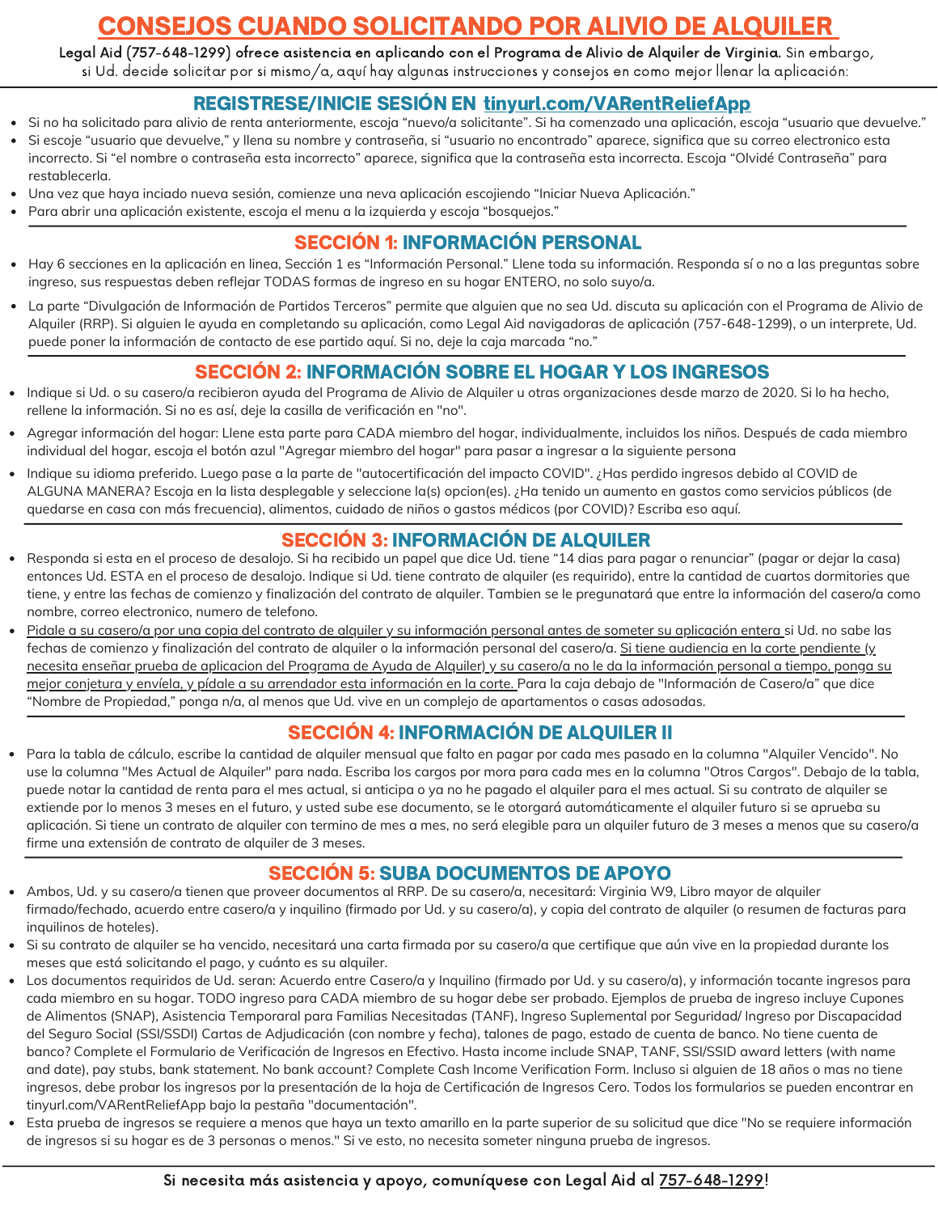# CONSEJOS CUANDO SOLICITANDO POR ALIVIO DE ALQUILER

**Legal Aid (757-648-1299) ofrece asistencia en aplicando con el Programa de Alivio de Alquiler de Virginia.** Sin embargo, si Ud. decide solicitar por si mismo/a, aquí hay algunas instrucciones y consejos en como mejor llenar la aplicación:

## REGISTRESE/INICIE SESIÓN EN tinyurl.com/VARentReliefApp

- Si no ha solicitado para alivio de renta anteriormente, escoja "nuevo/a solicitante". Si ha comenzado una aplicación, escoja "usuario que devuelve."
- Si escoje "usuario que devuelve," y llena su nombre y contraseña, si "usuario no encontrado" aparece, significa que su correo electronico esta incorrecto. Si "el nombre o contraseña esta incorrecto" aparece, significa que la contraseña esta incorrecta. Escoja "Olvidé Contraseña" para restablecerla.
- Una vez que haya inciado nueva sesión, comienze una neva aplicación escojiendo "Iniciar Nueva Aplicación."
- Para abrir una aplicación existente, escoja el menu a la izquierda y escoja "bosquejos."

## SECCIÓN 1: INFORMACIÓN PERSONAL

- Hay 6 secciones en la aplicación en linea, Sección 1 es "Información Personal." Llene toda su información. Responda sí o no a las preguntas sobre ingreso, sus respuestas deben reflejar TODAS formas de ingreso en su hogar ENTERO, no solo suyo/a.
- La parte "Divulgación de Información de Partidos Terceros" permite que alguien que no sea Ud. discuta su aplicación con el Programa de Alivio de Alquiler (RRP). Si alguien le ayuda en completando su aplicación, como Legal Aid navigadoras de aplicación (757-648-1299), o un interprete, Ud. puede poner la información de contacto de ese partido aquí. Si no, deje la caja marcada "no."

## SECCIÓN 2: INFORMACIÓN SOBRE EL HOGAR Y LOS INGRESOS

- Indique si Ud. o su casero/a recibieron ayuda del Programa de Alivio de Alquiler u otras organizaciones desde marzo de 2020. Si lo ha hecho, rellene la información. Si no es así, deje la casilla de verificación en "no".
- Agregar información del hogar: Llene esta parte para CADA miembro del hogar, individualmente, incluidos los niños. Después de cada miembro individual del hogar, escoja el botón azul "Agregar miembro del hogar" para pasar a ingresar a la siguiente persona
- Indique su idioma preferido. Luego pase a la parte de "autocertificación del impacto COVID". ¿Has perdido ingresos debido al COVID de ALGUNA MANERA? Escoja en la lista desplegable y seleccione la(s) opcion(es). ¿Ha tenido un aumento en gastos como servicios públicos (de quedarse en casa con más frecuencia), alimentos, cuidado de niños o gastos médicos (por COVID)? Escriba eso aquí.

## SECCIÓN 3: INFORMACIÓN DE ALQUILER

- Responda si esta en el proceso de desalojo. Si ha recibido un papel que dice Ud. tiene "14 dias para pagar o renunciar" (pagar or dejar la casa) entonces Ud. ESTA en el proceso de desalojo. Indique si Ud. tiene contrato de alquiler (es requerido), entre la cantidad de cuartos dormitories que tiene, y entre las fechas de comienzo y finalización del contrato de alquiler. Tambien se le pregunatará que entre la información del casero/a como nombre, correo electronico, numero de telefono.
- Pidale a su casero/a por una copia del contrato de alquiler y su información personal antes de someter su aplicación entera si Ud. no sabe las fechas de comienzo y finalización del contrato de alquiler o la información personal del casero/a. Si tiene audiencia en la corte pendiente (y necesita enseñar prueba de aplicacion del Programa de Ayuda de Alquiler) y su casero/a no le da la información personal a tiempo, ponga su mejor conjetura y envíela, y pídale a su arrendador esta información en la corte. Para la caja debajo de "Información de Casero/a" que dice "Nombre de Propiedad," ponga n/a, al menos que Ud. vive en un complejo de apartamentos o casas adosadas.

## SECCIÓN 4: INFORMACIÓN DE ALQUILER II

- Para la tabla de cálculo, escribe la cantidad de alquiler mensual que falto en pagar por cada mes pasado en la columna "Alquiler Vencido". No use la columna "Mes Actual de Alquiler" para nada. Escriba los cargos por mora para cada mes en la columna "Otros Cargos". Debajo de la tabla, puede notar la cantidad de renta para el mes actual, si anticipa o ya no he pagado el alquiler para el mes actual. Si su contrato de alquiler se extiende por lo menos 3 meses en el futuro, y usted sube ese documento, se le otorgará automáticamente el alquiler futuro si se aprueba su aplicación. Si tiene un contrato de alquiler con termino de mes a mes, no será elegible para un alquiler futuro de 3 meses a menos que su casero/a firme una extensión de contrato de alquiler de 3 meses.

## SECCIÓN 5: SUBA DOCUMENTOS DE APOYO

- Ambos, Ud. y su casero/a tienen que proveer documentos al RRP. De su casero/a, necesitará: Virginia W9, Libro mayor de alquiler firmado/fechado, acuerdo entre casero/a y inquilino (firmado por Ud. y su casero/a), y copia del contrato de alquiler (o resumen de facturas para inquilinos de hoteles).
- Si su contrato de alquiler se ha vencido, necesitará una carta firmada por su casero/a que certifique que aún vive en la propiedad durante los meses que está solicitando el pago, y cuánto es su alquiler.
- Los documentos requiridos de Ud. seran: Acuerdo entre Casero/a y Inquilino (firmado por Ud. y su casero/a), y información tocante ingresos para cada miembro en su hogar. TODO ingreso para CADA miembro de su hogar debe ser probado. Ejemplos de prueba de ingreso incluye Cupones de Alimentos (SNAP), Asistencia Temporaral para Familias Necesitadas (TANF), Ingreso Suplemental por Seguridad/ Ingreso por Discapacidad del Seguro Social (SSI/SSDI) Cartas de Adjudicación (con nombre y fecha), talones de pago, estado de cuenta de banco. No tiene cuenta de banco? Complete el Formulario de Verificación de Ingresos en Efectivo. Hasta income include SNAP, TANF, SSI/SSID award letters (with name and date), pay stubs, bank statement. No bank account? Complete Cash Income Verification Form. Incluso si alguien de 18 años o mas no tiene ingresos, debe probar los ingresos por la presentación de la hoja de Certificación de Ingresos Cero. Todos los formularios se pueden encontrar en tinyurl.com/VARentReliefApp bajo la pestaña "documentación".
- Esta prueba de ingresos se requiere a menos que haya un texto amarillo en la parte superior de su solicitud que dice "No se requiere información de ingresos si su hogar es de 3 personas o menos." Si ve esto, no necesita someter ninguna prueba de ingresos.

**Si necesita más asistencia y apoyo, comuníquese con Legal Aid al 757-648-1299!**